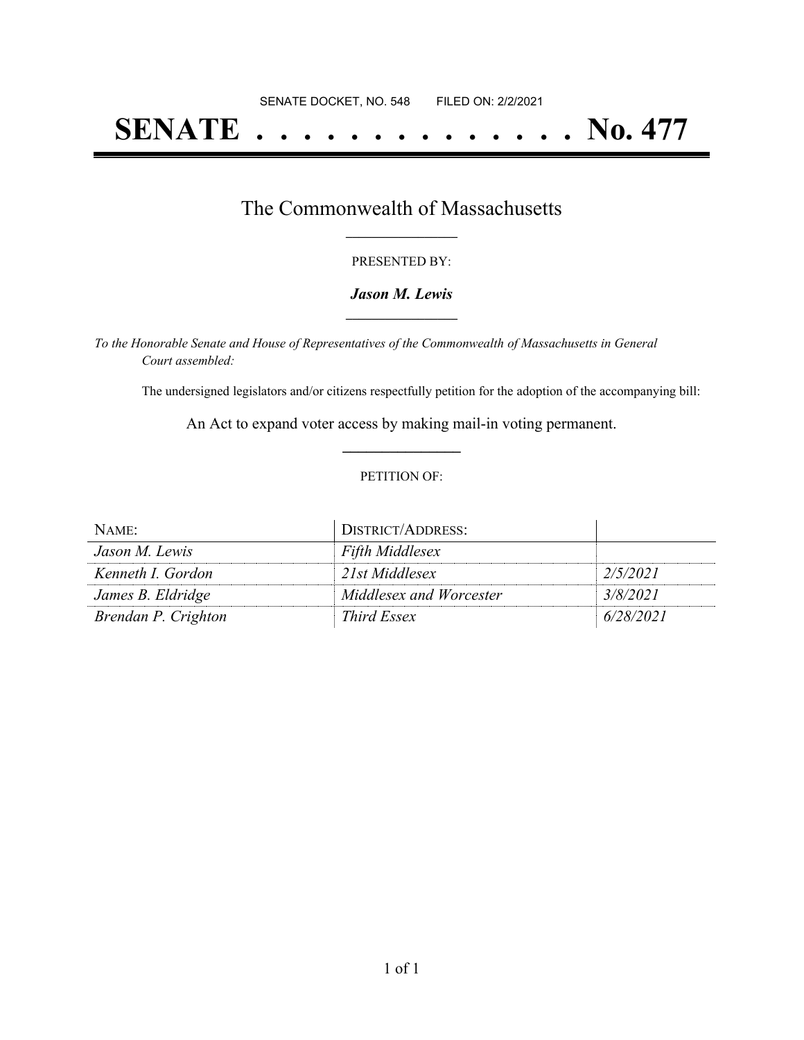SENATE DOCKET, NO. 548 FILED ON: 2/2/2021

# SENATE . . . . . . . . . . . . . . No. 477

## The Commonwealth of Massachusetts

PRESENTED BY:

***Jason M. Lewis***

*To the Honorable Senate and House of Representatives of the Commonwealth of Massachusetts in General Court assembled:*

The undersigned legislators and/or citizens respectfully petition for the adoption of the accompanying bill:

An Act to expand voter access by making mail-in voting permanent.

PETITION OF:

| NAME: | DISTRICT/ADDRESS: | |
|---|---|---|
| *Jason M. Lewis* | *Fifth Middlesex* | |
| *Kenneth I. Gordon* | *21st Middlesex* | *2/5/2021* |
| *James B. Eldridge* | *Middlesex and Worcester* | *3/8/2021* |
| *Brendan P. Crighton* | *Third Essex* | *6/28/2021* |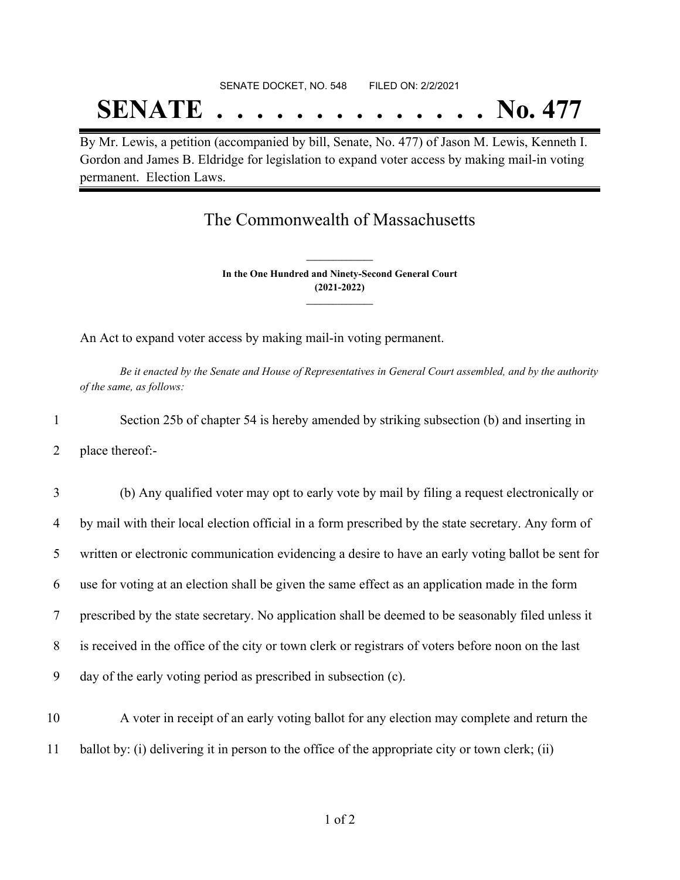SENATE DOCKET, NO. 548 FILED ON: 2/2/2021

# SENATE . . . . . . . . . . . . . . No. 477

By Mr. Lewis, a petition (accompanied by bill, Senate, No. 477) of Jason M. Lewis, Kenneth I. Gordon and James B. Eldridge for legislation to expand voter access by making mail-in voting permanent. Election Laws.

## The Commonwealth of Massachusetts

**In the One Hundred and Ninety-Second General Court**
**(2021-2022)**

An Act to expand voter access by making mail-in voting permanent.

*Be it enacted by the Senate and House of Representatives in General Court assembled, and by the authority of the same, as follows:*

1 Section 25b of chapter 54 is hereby amended by striking subsection (b) and inserting in
2 place thereof:-

3 (b) Any qualified voter may opt to early vote by mail by filing a request electronically or
4 by mail with their local election official in a form prescribed by the state secretary. Any form of
5 written or electronic communication evidencing a desire to have an early voting ballot be sent for
6 use for voting at an election shall be given the same effect as an application made in the form
7 prescribed by the state secretary. No application shall be deemed to be seasonably filed unless it
8 is received in the office of the city or town clerk or registrars of voters before noon on the last
9 day of the early voting period as prescribed in subsection (c).

10 A voter in receipt of an early voting ballot for any election may complete and return the
11 ballot by: (i) delivering it in person to the office of the appropriate city or town clerk; (ii)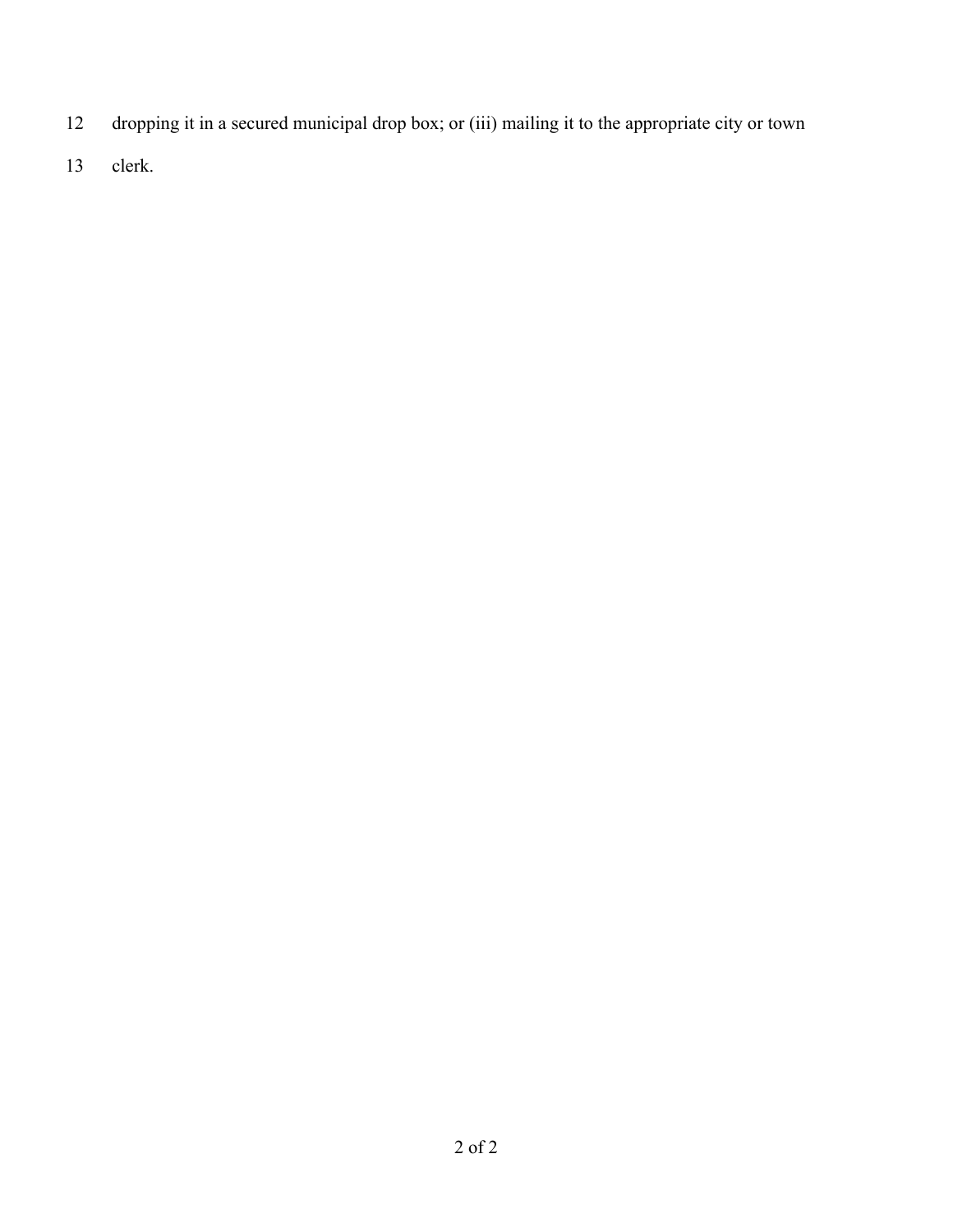12 dropping it in a secured municipal drop box; or (iii) mailing it to the appropriate city or town

13 clerk.